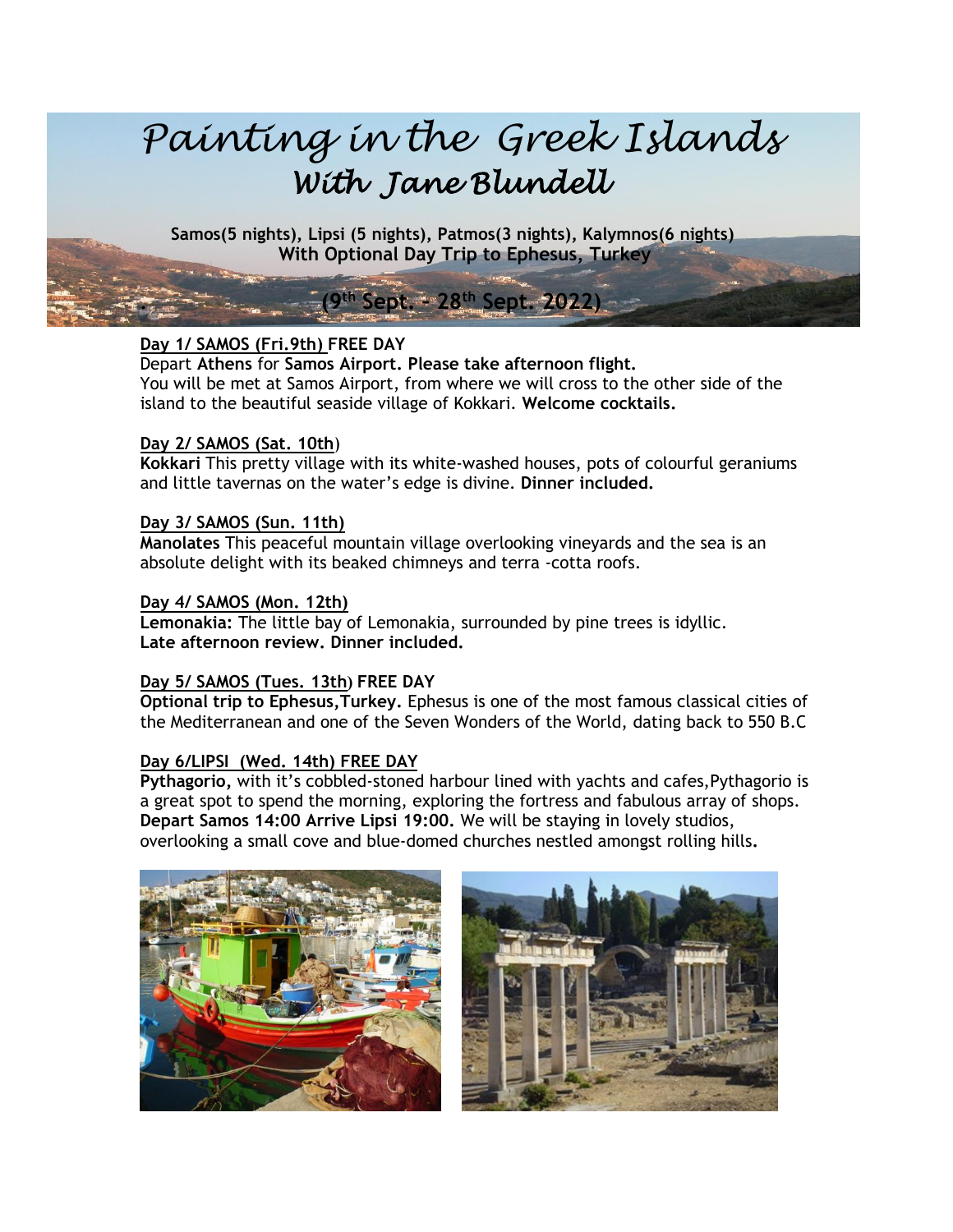# Painting in the Greek Islands
## With Jane Blundell

**Samos(5 nights), Lipsi (5 nights), Patmos(3 nights), Kalymnos(6 nights)**
**With Optional Day Trip to Ephesus, Turkey**

**(9th Sept. - 28th Sept. 2022)**

**Day 1/ SAMOS (Fri.9th) FREE DAY**
Depart **Athens** for **Samos Airport. Please take afternoon flight.**
You will be met at Samos Airport, from where we will cross to the other side of the island to the beautiful seaside village of Kokkari. **Welcome cocktails.**

**Day 2/ SAMOS (Sat. 10th)**
**Kokkari** This pretty village with its white-washed houses, pots of colourful geraniums and little tavernas on the water's edge is divine. **Dinner included.**

**Day 3/ SAMOS (Sun. 11th)**
**Manolates** This peaceful mountain village overlooking vineyards and the sea is an absolute delight with its beaked chimneys and terra -cotta roofs.

**Day 4/ SAMOS (Mon. 12th)**
**Lemonakia:** The little bay of Lemonakia, surrounded by pine trees is idyllic.
**Late afternoon review. Dinner included.**

**Day 5/ SAMOS (Tues. 13th) FREE DAY**
**Optional trip to Ephesus,Turkey.** Ephesus is one of the most famous classical cities of the Mediterranean and one of the Seven Wonders of the World, dating back to 550 B.C

**Day 6/LIPSI (Wed. 14th) FREE DAY**
**Pythagorio,** with it's cobbled-stoned harbour lined with yachts and cafes,Pythagorio is a great spot to spend the morning, exploring the fortress and fabulous array of shops.
**Depart Samos 14:00 Arrive Lipsi 19:00.** We will be staying in lovely studios, overlooking a small cove and blue-domed churches nestled amongst rolling hills.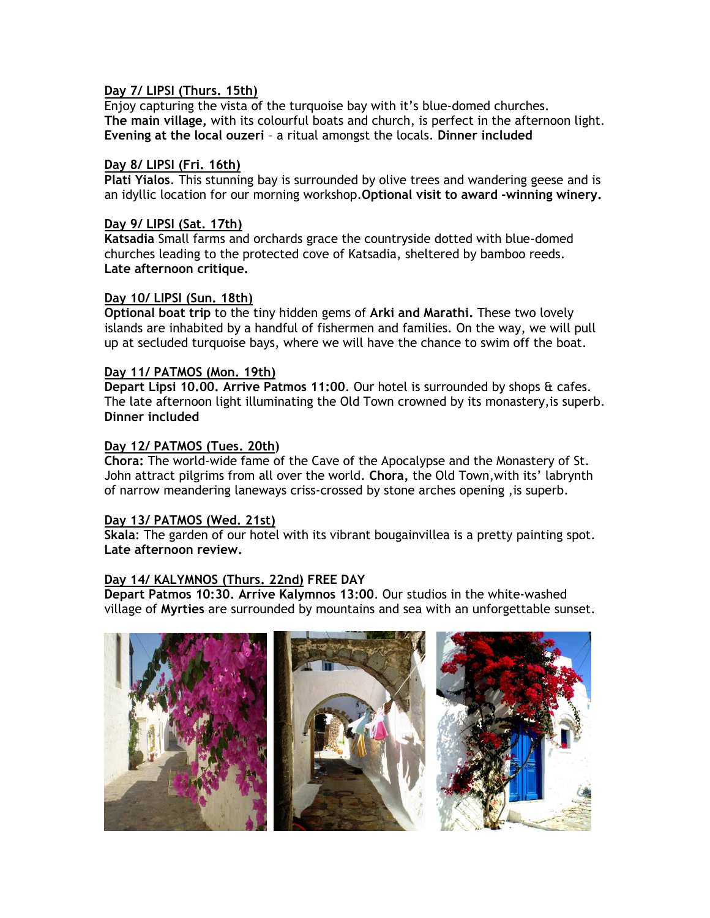**Day 7/ LIPSI (Thurs. 15th)**
Enjoy capturing the vista of the turquoise bay with it's blue-domed churches.
**The main village,** with its colourful boats and church, is perfect in the afternoon light.
**Evening at the local ouzeri** – a ritual amongst the locals. **Dinner included**

**Day 8/ LIPSI (Fri. 16th)**
**Plati Yialos**. This stunning bay is surrounded by olive trees and wandering geese and is an idyllic location for our morning workshop.**Optional visit to award -winning winery.**

**Day 9/ LIPSI (Sat. 17th)**
**Katsadia** Small farms and orchards grace the countryside dotted with blue-domed churches leading to the protected cove of Katsadia, sheltered by bamboo reeds.
**Late afternoon critique.**

**Day 10/ LIPSI (Sun. 18th)**
**Optional boat trip** to the tiny hidden gems of **Arki and Marathi.** These two lovely islands are inhabited by a handful of fishermen and families. On the way, we will pull up at secluded turquoise bays, where we will have the chance to swim off the boat.

**Day 11/ PATMOS (Mon. 19th)**
**Depart Lipsi 10.00. Arrive Patmos 11:00**. Our hotel is surrounded by shops & cafes. The late afternoon light illuminating the Old Town crowned by its monastery,is superb.
**Dinner included**

**Day 12/ PATMOS (Tues. 20th)**
**Chora:** The world-wide fame of the Cave of the Apocalypse and the Monastery of St. John attract pilgrims from all over the world. **Chora,** the Old Town,with its' labrynth of narrow meandering laneways criss-crossed by stone arches opening ,is superb.

**Day 13/ PATMOS (Wed. 21st)**
**Skala**: The garden of our hotel with its vibrant bougainvillea is a pretty painting spot.
**Late afternoon review.**

**Day 14/ KALYMNOS (Thurs. 22nd) FREE DAY**
**Depart Patmos 10:30. Arrive Kalymnos 13:00**. Our studios in the white-washed village of **Myrties** are surrounded by mountains and sea with an unforgettable sunset.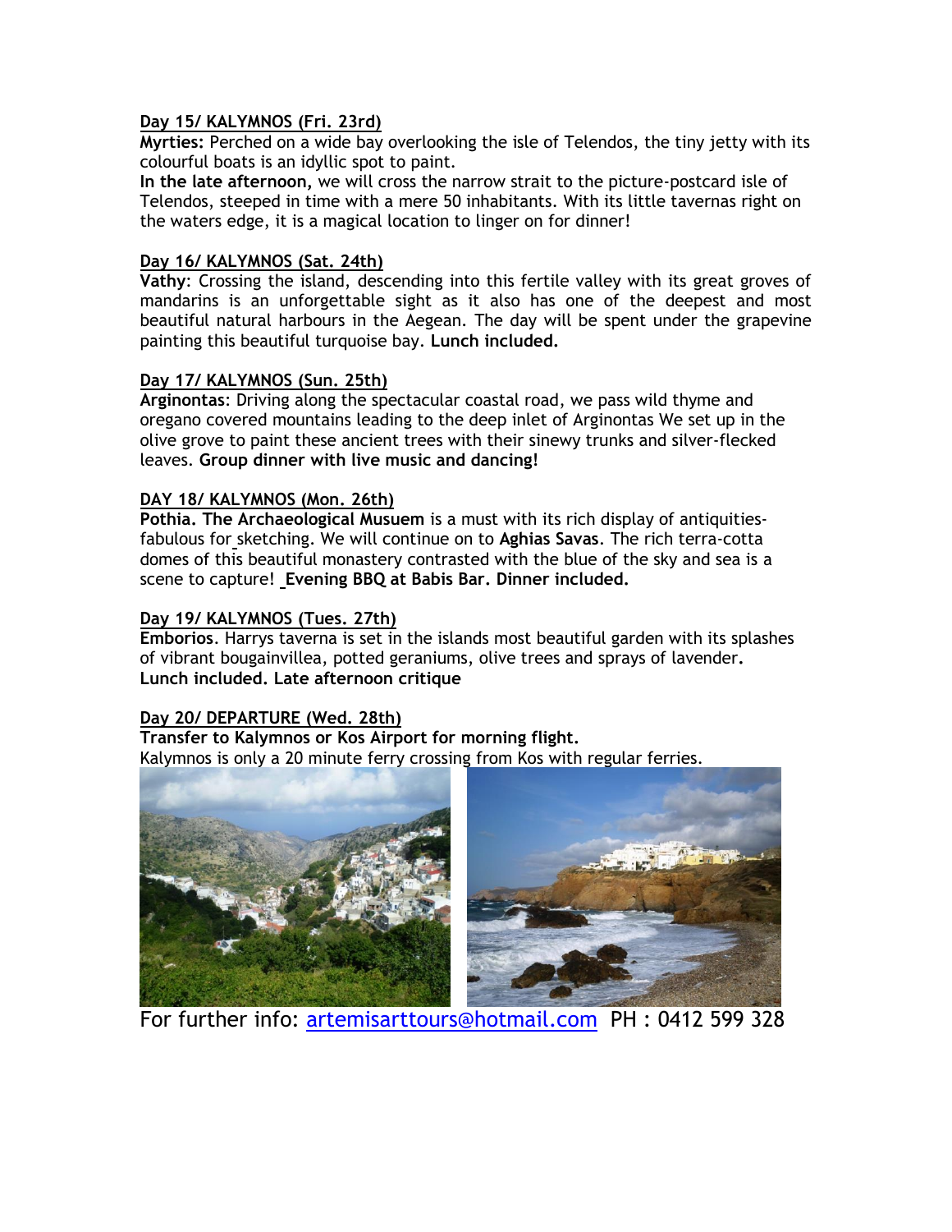**Day 15/ KALYMNOS (Fri. 23rd)**

**Myrties:** Perched on a wide bay overlooking the isle of Telendos, the tiny jetty with its colourful boats is an idyllic spot to paint.

**In the late afternoon,** we will cross the narrow strait to the picture-postcard isle of Telendos, steeped in time with a mere 50 inhabitants. With its little tavernas right on the waters edge, it is a magical location to linger on for dinner!

**Day 16/ KALYMNOS (Sat. 24th)**

**Vathy**: Crossing the island, descending into this fertile valley with its great groves of mandarins is an unforgettable sight as it also has one of the deepest and most beautiful natural harbours in the Aegean. The day will be spent under the grapevine painting this beautiful turquoise bay. **Lunch included.**

**Day 17/ KALYMNOS (Sun. 25th)**

**Arginontas**: Driving along the spectacular coastal road, we pass wild thyme and oregano covered mountains leading to the deep inlet of Arginontas We set up in the olive grove to paint these ancient trees with their sinewy trunks and silver-flecked leaves. **Group dinner with live music and dancing!**

**DAY 18/ KALYMNOS (Mon. 26th)**

**Pothia. The Archaeological Musuem** is a must with its rich display of antiquities-fabulous for sketching. We will continue on to **Aghias Savas**. The rich terra-cotta domes of this beautiful monastery contrasted with the blue of the sky and sea is a scene to capture! **Evening BBQ at Babis Bar. Dinner included.**

**Day 19/ KALYMNOS (Tues. 27th)**

**Emborios**. Harrys taverna is set in the islands most beautiful garden with its splashes of vibrant bougainvillea, potted geraniums, olive trees and sprays of lavender.
**Lunch included. Late afternoon critique**

**Day 20/ DEPARTURE (Wed. 28th)**

**Transfer to Kalymnos or Kos Airport for morning flight.**
Kalymnos is only a 20 minute ferry crossing from Kos with regular ferries.

For further info: artemisarttours@hotmail.com PH : 0412 599 328